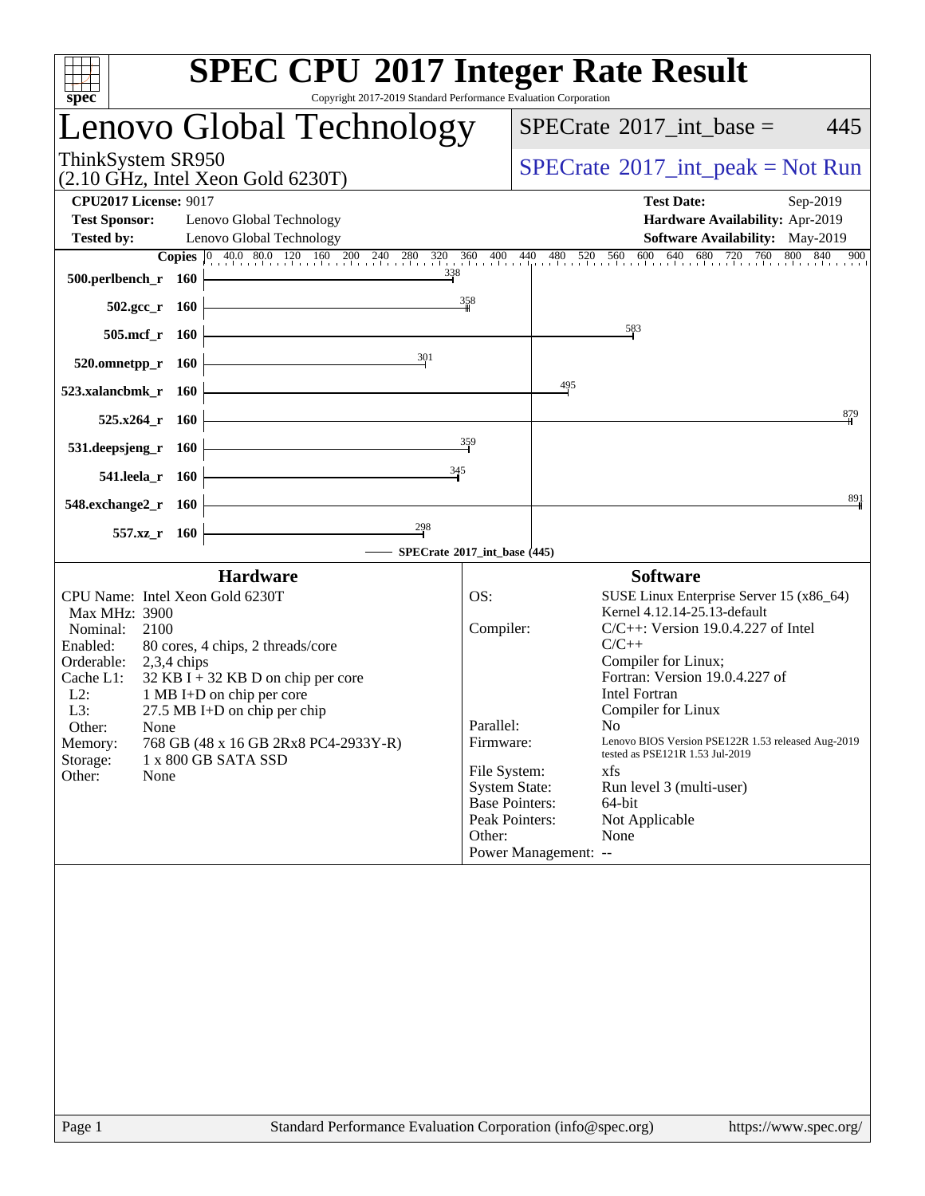# SPEC CPU 2017 Integer Rate Result

Copyright 2017-2019 Standard Performance Evaluation Corporation

## Lenovo Global Technology

ThinkSystem SR950
(2.10 GHz, Intel Xeon Gold 6230T)

SPECrate 2017_int_base = 445

SPECrate 2017_int_peak = Not Run

**CPU2017 License:** 9017
**Test Sponsor:** Lenovo Global Technology
**Tested by:** Lenovo Global Technology

**Test Date:** Sep-2019
**Hardware Availability:** Apr-2019
**Software Availability:** May-2019

| Benchmark | Copies | SPECrate 2017_int_base |
|---|---|---|
| 500.perlbench_r | 160 | 338 |
| 502.gcc_r | 160 | 358 |
| 505.mcf_r | 160 | 583 |
| 520.omnetpp_r | 160 | 301 |
| 523.xalancbmk_r | 160 | 495 |
| 525.x264_r | 160 | 879 |
| 531.deepsjeng_r | 160 | 359 |
| 541.leela_r | 160 | 345 |
| 548.exchange2_r | 160 | 891 |
| 557.xz_r | 160 | 298 |

SPECrate 2017_int_base (445)

### Hardware

CPU Name: Intel Xeon Gold 6230T
Max MHz: 3900
Nominal: 2100
Enabled: 80 cores, 4 chips, 2 threads/core
Orderable: 2,3,4 chips
Cache L1: 32 KB I + 32 KB D on chip per core
L2: 1 MB I+D on chip per core
L3: 27.5 MB I+D on chip per chip
Other: None
Memory: 768 GB (48 x 16 GB 2Rx8 PC4-2933Y-R)
Storage: 1 x 800 GB SATA SSD
Other: None

### Software

OS: SUSE Linux Enterprise Server 15 (x86_64)
Kernel 4.12.14-25.13-default
Compiler: C/C++: Version 19.0.4.227 of Intel C/C++ Compiler for Linux; Fortran: Version 19.0.4.227 of Intel Fortran Compiler for Linux
Parallel: No
Firmware: Lenovo BIOS Version PSE122R 1.53 released Aug-2019 tested as PSE121R 1.53 Jul-2019
File System: xfs
System State: Run level 3 (multi-user)
Base Pointers: 64-bit
Peak Pointers: Not Applicable
Other: None
Power Management: --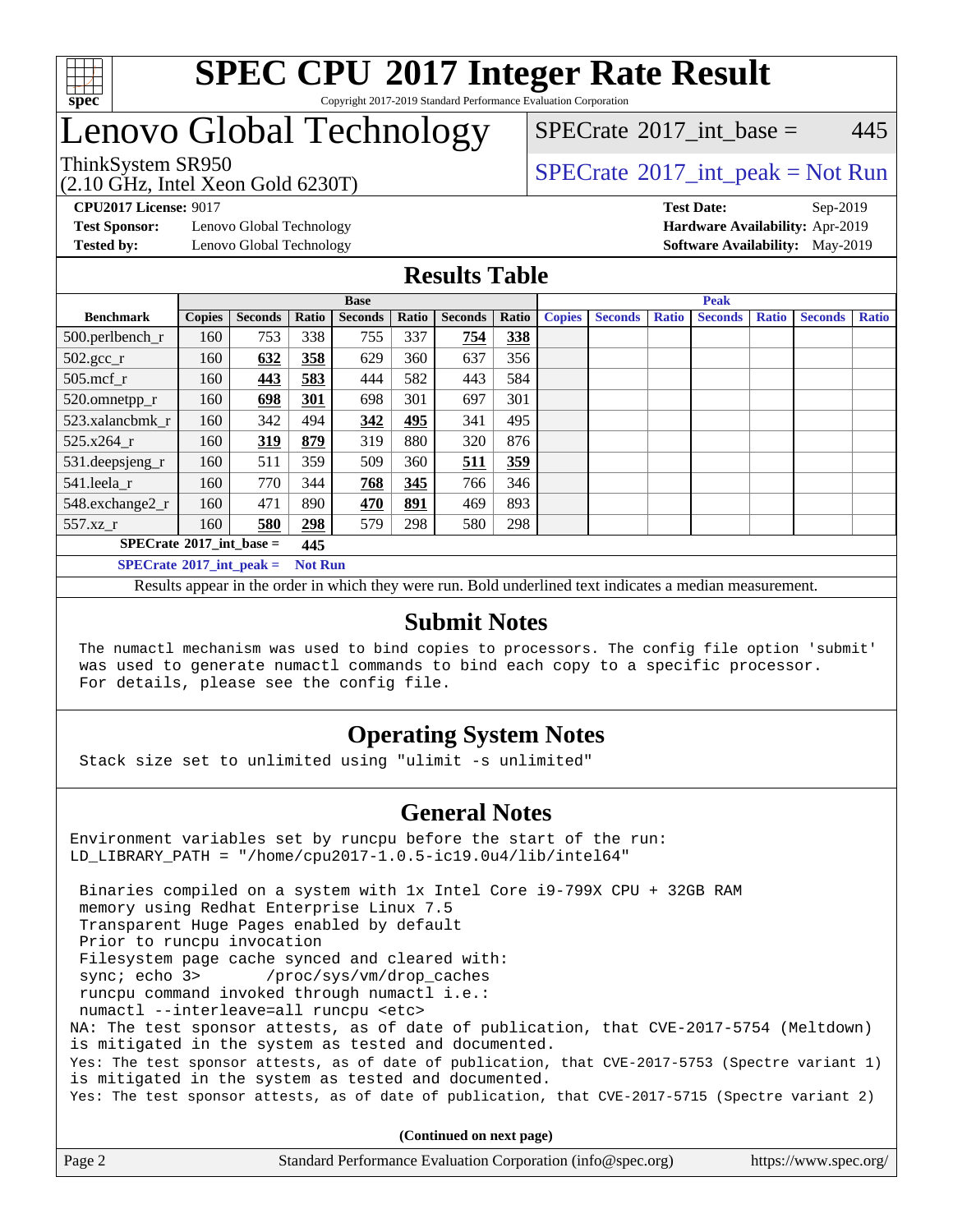# SPEC CPU 2017 Integer Rate Result

Copyright 2017-2019 Standard Performance Evaluation Corporation

# Lenovo Global Technology

ThinkSystem SR950
(2.10 GHz, Intel Xeon Gold 6230T)

SPECrate 2017_int_base = 445

SPECrate 2017_int_peak = Not Run

**CPU2017 License:** 9017
**Test Sponsor:** Lenovo Global Technology
**Tested by:** Lenovo Global Technology

**Test Date:** Sep-2019
**Hardware Availability:** Apr-2019
**Software Availability:** May-2019

## Results Table

| | Base | | | | | | | | Peak | | | | | | |
|---|---|---|---|---|---|---|---|---|---|---|---|---|---|---|---|
| **Benchmark** | **Copies** | **Seconds** | **Ratio** | **Seconds** | **Ratio** | **Seconds** | **Ratio** | **Copies** | **Seconds** | **Ratio** | **Seconds** | **Ratio** | **Seconds** | **Ratio** |
| 500.perlbench_r | 160 | 753 | 338 | 755 | 337 | **754** | **338** | | | | | | | |
| 502.gcc_r | 160 | **632** | **358** | 629 | 360 | 637 | 356 | | | | | | | |
| 505.mcf_r | 160 | **443** | **583** | 444 | 582 | 443 | 584 | | | | | | | |
| 520.omnetpp_r | 160 | **698** | **301** | 698 | 301 | 697 | 301 | | | | | | | |
| 523.xalancbmk_r | 160 | 342 | 494 | **342** | **495** | 341 | 495 | | | | | | | |
| 525.x264_r | 160 | **319** | **879** | 319 | 880 | 320 | 876 | | | | | | | |
| 531.deepsjeng_r | 160 | 511 | 359 | 509 | 360 | **511** | **359** | | | | | | | |
| 541.leela_r | 160 | 770 | 344 | **768** | **345** | 766 | 346 | | | | | | | |
| 548.exchange2_r | 160 | 471 | 890 | **470** | **891** | 469 | 893 | | | | | | | |
| 557.xz_r | 160 | **580** | **298** | 579 | 298 | 580 | 298 | | | | | | | |

**SPECrate 2017_int_base = 445**

**SPECrate 2017_int_peak = Not Run**

Results appear in the order in which they were run. Bold underlined text indicates a median measurement.

## Submit Notes

```
The numactl mechanism was used to bind copies to processors. The config file option 'submit'
was used to generate numactl commands to bind each copy to a specific processor.
For details, please see the config file.
```

## Operating System Notes

```
Stack size set to unlimited using "ulimit -s unlimited"
```

## General Notes

```
Environment variables set by runcpu before the start of the run:
LD_LIBRARY_PATH = "/home/cpu2017-1.0.5-ic19.0u4/lib/intel64"

 Binaries compiled on a system with 1x Intel Core i9-799X CPU + 32GB RAM
 memory using Redhat Enterprise Linux 7.5
 Transparent Huge Pages enabled by default
 Prior to runcpu invocation
 Filesystem page cache synced and cleared with:
 sync; echo 3>       /proc/sys/vm/drop_caches
 runcpu command invoked through numactl i.e.:
 numactl --interleave=all runcpu <etc>
NA: The test sponsor attests, as of date of publication, that CVE-2017-5754 (Meltdown)
is mitigated in the system as tested and documented.
Yes: The test sponsor attests, as of date of publication, that CVE-2017-5753 (Spectre variant 1)
is mitigated in the system as tested and documented.
Yes: The test sponsor attests, as of date of publication, that CVE-2017-5715 (Spectre variant 2)
```

**(Continued on next page)**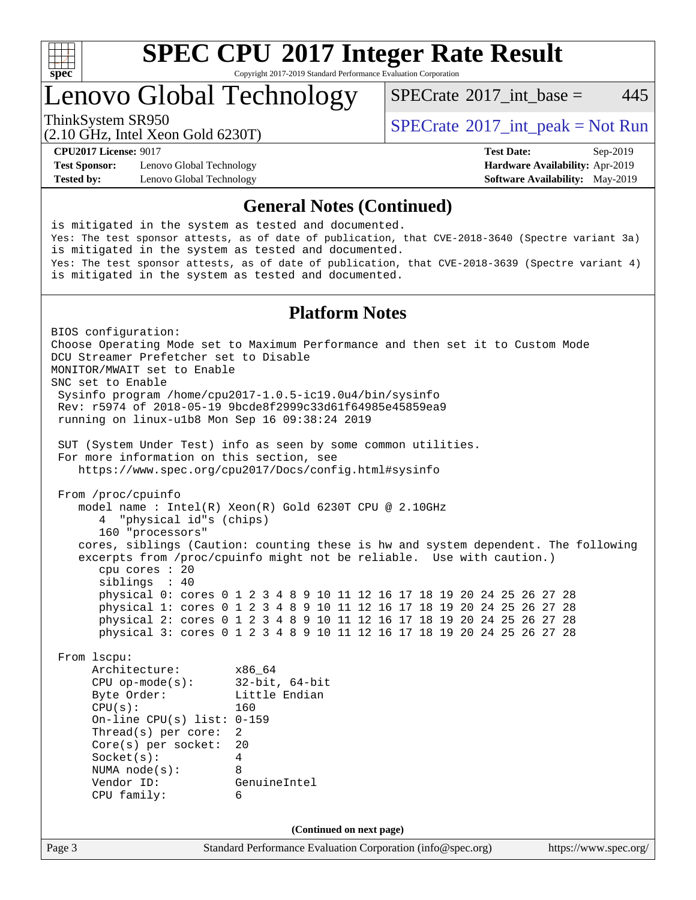# SPEC CPU 2017 Integer Rate Result

Copyright 2017-2019 Standard Performance Evaluation Corporation

## Lenovo Global Technology

ThinkSystem SR950
(2.10 GHz, Intel Xeon Gold 6230T)

SPECrate 2017_int_base = 445

SPECrate 2017_int_peak = Not Run

**CPU2017 License:** 9017
**Test Sponsor:** Lenovo Global Technology
**Tested by:** Lenovo Global Technology

**Test Date:** Sep-2019
**Hardware Availability:** Apr-2019
**Software Availability:** May-2019

### General Notes (Continued)

```
is mitigated in the system as tested and documented.
Yes: The test sponsor attests, as of date of publication, that CVE-2018-3640 (Spectre variant 3a)
is mitigated in the system as tested and documented.
Yes: The test sponsor attests, as of date of publication, that CVE-2018-3639 (Spectre variant 4)
is mitigated in the system as tested and documented.
```

### Platform Notes

```
BIOS configuration:
Choose Operating Mode set to Maximum Performance and then set it to Custom Mode
DCU Streamer Prefetcher set to Disable
MONITOR/MWAIT set to Enable
SNC set to Enable
 Sysinfo program /home/cpu2017-1.0.5-ic19.0u4/bin/sysinfo
 Rev: r5974 of 2018-05-19 9bcde8f2999c33d61f64985e45859ea9
 running on linux-u1b8 Mon Sep 16 09:38:24 2019

 SUT (System Under Test) info as seen by some common utilities.
 For more information on this section, see
    https://www.spec.org/cpu2017/Docs/config.html#sysinfo

 From /proc/cpuinfo
    model name : Intel(R) Xeon(R) Gold 6230T CPU @ 2.10GHz
       4  "physical id"s (chips)
       160 "processors"
    cores, siblings (Caution: counting these is hw and system dependent. The following
    excerpts from /proc/cpuinfo might not be reliable.  Use with caution.)
       cpu cores : 20
       siblings  : 40
       physical 0: cores 0 1 2 3 4 8 9 10 11 12 16 17 18 19 20 24 25 26 27 28
       physical 1: cores 0 1 2 3 4 8 9 10 11 12 16 17 18 19 20 24 25 26 27 28
       physical 2: cores 0 1 2 3 4 8 9 10 11 12 16 17 18 19 20 24 25 26 27 28
       physical 3: cores 0 1 2 3 4 8 9 10 11 12 16 17 18 19 20 24 25 26 27 28

 From lscpu:
      Architecture:        x86_64
      CPU op-mode(s):      32-bit, 64-bit
      Byte Order:          Little Endian
      CPU(s):              160
      On-line CPU(s) list: 0-159
      Thread(s) per core:  2
      Core(s) per socket:  20
      Socket(s):           4
      NUMA node(s):        8
      Vendor ID:           GenuineIntel
      CPU family:          6
```

(Continued on next page)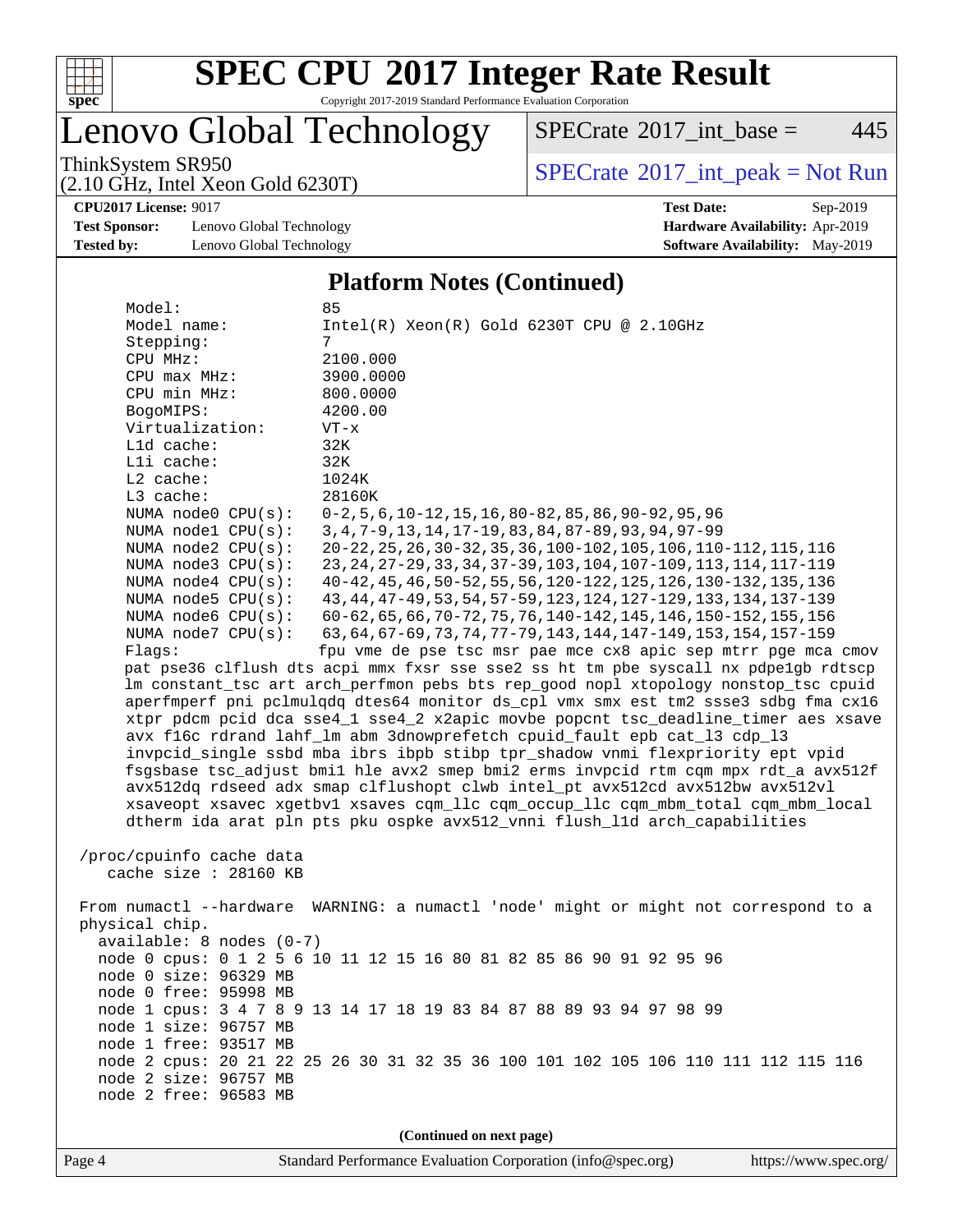# SPEC CPU 2017 Integer Rate Result

Copyright 2017-2019 Standard Performance Evaluation Corporation

## Lenovo Global Technology

ThinkSystem SR950
(2.10 GHz, Intel Xeon Gold 6230T)

SPECrate 2017_int_base = 445

SPECrate 2017_int_peak = Not Run

**CPU2017 License:** 9017
**Test Sponsor:** Lenovo Global Technology
**Tested by:** Lenovo Global Technology

**Test Date:** Sep-2019
**Hardware Availability:** Apr-2019
**Software Availability:** May-2019

### Platform Notes (Continued)

```
     Model:                85
     Model name:           Intel(R) Xeon(R) Gold 6230T CPU @ 2.10GHz
     Stepping:             7
     CPU MHz:              2100.000
     CPU max MHz:          3900.0000
     CPU min MHz:          800.0000
     BogoMIPS:             4200.00
     Virtualization:       VT-x
     L1d cache:            32K
     L1i cache:            32K
     L2 cache:             1024K
     L3 cache:             28160K
     NUMA node0 CPU(s):    0-2,5,6,10-12,15,16,80-82,85,86,90-92,95,96
     NUMA node1 CPU(s):    3,4,7-9,13,14,17-19,83,84,87-89,93,94,97-99
     NUMA node2 CPU(s):    20-22,25,26,30-32,35,36,100-102,105,106,110-112,115,116
     NUMA node3 CPU(s):    23,24,27-29,33,34,37-39,103,104,107-109,113,114,117-119
     NUMA node4 CPU(s):    40-42,45,46,50-52,55,56,120-122,125,126,130-132,135,136
     NUMA node5 CPU(s):    43,44,47-49,53,54,57-59,123,124,127-129,133,134,137-139
     NUMA node6 CPU(s):    60-62,65,66,70-72,75,76,140-142,145,146,150-152,155,156
     NUMA node7 CPU(s):    63,64,67-69,73,74,77-79,143,144,147-149,153,154,157-159
     Flags:                fpu vme de pse tsc msr pae mce cx8 apic sep mtrr pge mca cmov
     pat pse36 clflush dts acpi mmx fxsr sse sse2 ss ht tm pbe syscall nx pdpe1gb rdtscp
     lm constant_tsc art arch_perfmon pebs bts rep_good nopl xtopology nonstop_tsc cpuid
     aperfmperf pni pclmulqdq dtes64 monitor ds_cpl vmx smx est tm2 ssse3 sdbg fma cx16
     xtpr pdcm pcid dca sse4_1 sse4_2 x2apic movbe popcnt tsc_deadline_timer aes xsave
     avx f16c rdrand lahf_lm abm 3dnowprefetch cpuid_fault epb cat_l3 cdp_l3
     invpcid_single ssbd mba ibrs ibpb stibp tpr_shadow vnmi flexpriority ept vpid
     fsgsbase tsc_adjust bmi1 hle avx2 smep bmi2 erms invpcid rtm cqm mpx rdt_a avx512f
     avx512dq rdseed adx smap clflushopt clwb intel_pt avx512cd avx512bw avx512vl
     xsaveopt xsavec xgetbv1 xsaves cqm_llc cqm_occup_llc cqm_mbm_total cqm_mbm_local
     dtherm ida arat pln pts pku ospke avx512_vnni flush_l1d arch_capabilities

 /proc/cpuinfo cache data
    cache size : 28160 KB

 From numactl --hardware  WARNING: a numactl 'node' might or might not correspond to a
 physical chip.
   available: 8 nodes (0-7)
   node 0 cpus: 0 1 2 5 6 10 11 12 15 16 80 81 82 85 86 90 91 92 95 96
   node 0 size: 96329 MB
   node 0 free: 95998 MB
   node 1 cpus: 3 4 7 8 9 13 14 17 18 19 83 84 87 88 89 93 94 97 98 99
   node 1 size: 96757 MB
   node 1 free: 93517 MB
   node 2 cpus: 20 21 22 25 26 30 31 32 35 36 100 101 102 105 106 110 111 112 115 116
   node 2 size: 96757 MB
   node 2 free: 96583 MB
```

(Continued on next page)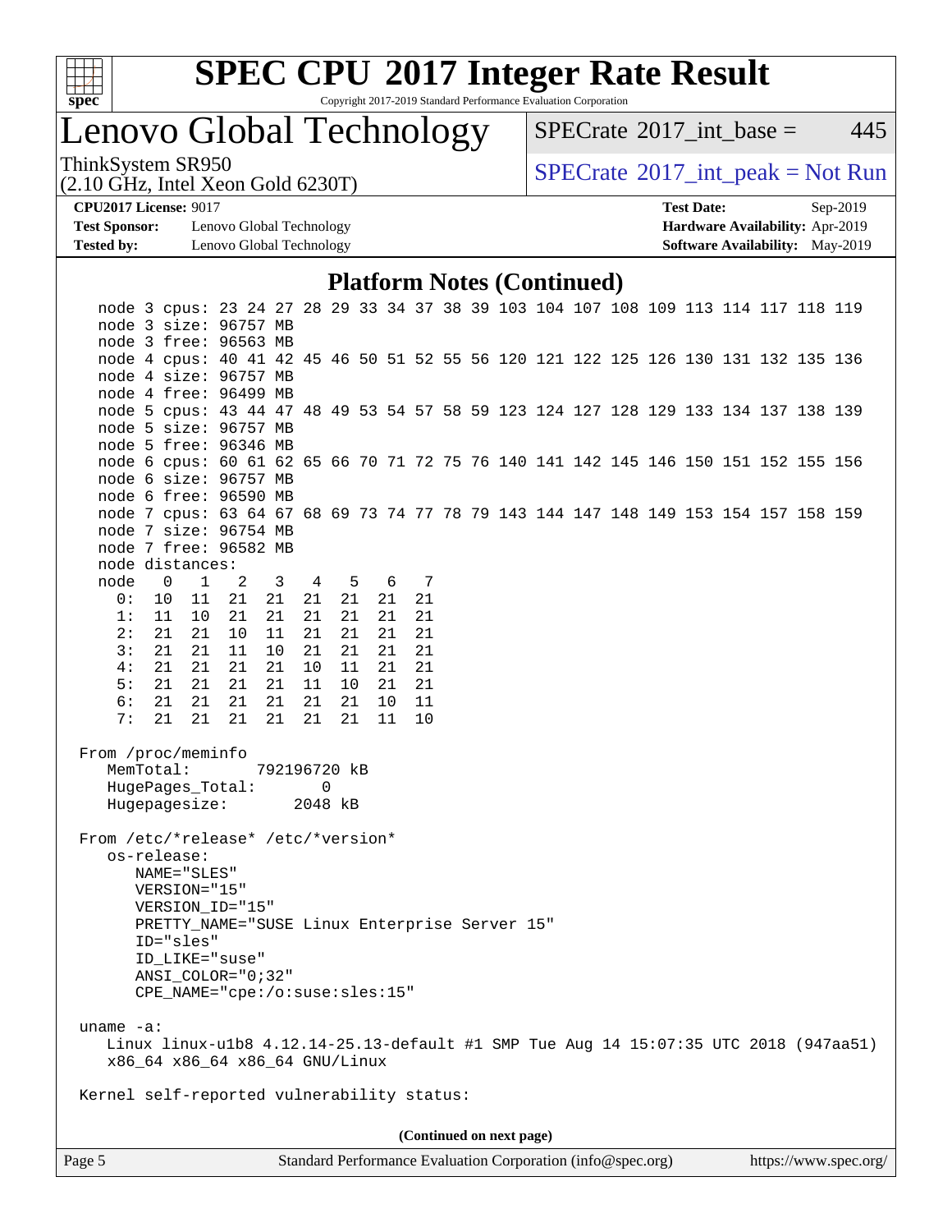## Platform Notes (Continued)

```
  node 3 cpus: 23 24 27 28 29 33 34 37 38 39 103 104 107 108 109 113 114 117 118 119
  node 3 size: 96757 MB
  node 3 free: 96563 MB
  node 4 cpus: 40 41 42 45 46 50 51 52 55 56 120 121 122 125 126 130 131 132 135 136
  node 4 size: 96757 MB
  node 4 free: 96499 MB
  node 5 cpus: 43 44 47 48 49 53 54 57 58 59 123 124 127 128 129 133 134 137 138 139
  node 5 size: 96757 MB
  node 5 free: 96346 MB
  node 6 cpus: 60 61 62 65 66 70 71 72 75 76 140 141 142 145 146 150 151 152 155 156
  node 6 size: 96757 MB
  node 6 free: 96590 MB
  node 7 cpus: 63 64 67 68 69 73 74 77 78 79 143 144 147 148 149 153 154 157 158 159
  node 7 size: 96754 MB
  node 7 free: 96582 MB
  node distances:
  node   0   1   2   3   4   5   6   7
    0:  10  11  21  21  21  21  21  21
    1:  11  10  21  21  21  21  21  21
    2:  21  21  10  11  21  21  21  21
    3:  21  21  11  10  21  21  21  21
    4:  21  21  21  21  10  11  21  21
    5:  21  21  21  21  11  10  21  21
    6:  21  21  21  21  21  21  10  11
    7:  21  21  21  21  21  21  11  10

 From /proc/meminfo
    MemTotal:       792196720 kB
    HugePages_Total:       0
    Hugepagesize:       2048 kB

 From /etc/*release* /etc/*version*
    os-release:
       NAME="SLES"
       VERSION="15"
       VERSION_ID="15"
       PRETTY_NAME="SUSE Linux Enterprise Server 15"
       ID="sles"
       ID_LIKE="suse"
       ANSI_COLOR="0;32"
       CPE_NAME="cpe:/o:suse:sles:15"

 uname -a:
    Linux linux-u1b8 4.12.14-25.13-default #1 SMP Tue Aug 14 15:07:35 UTC 2018 (947aa51)
    x86_64 x86_64 x86_64 GNU/Linux

 Kernel self-reported vulnerability status:
```

(Continued on next page)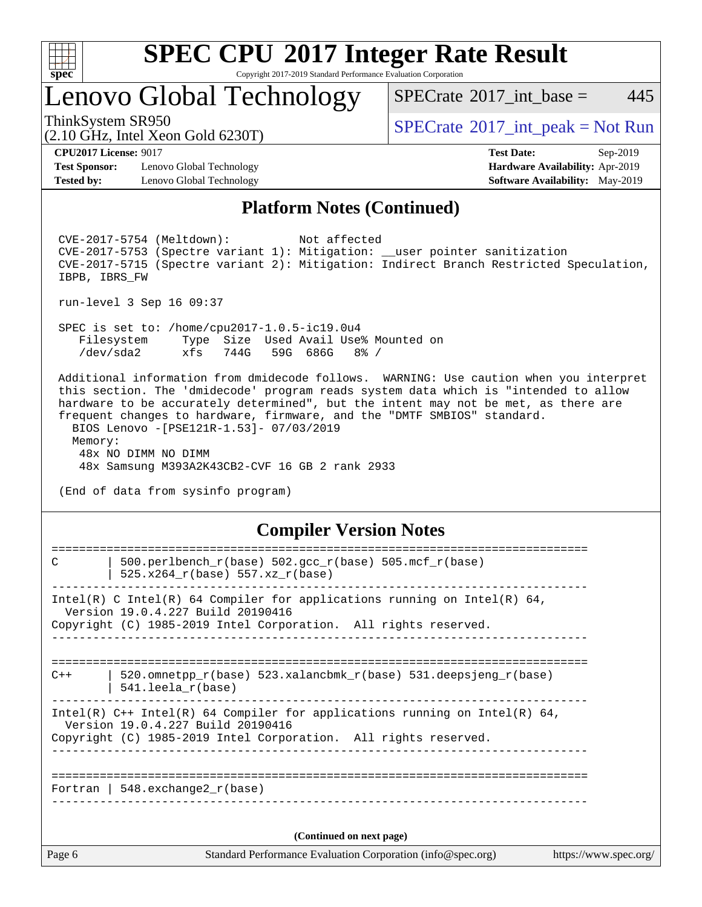## Platform Notes (Continued)

```
 CVE-2017-5754 (Meltdown):          Not affected
 CVE-2017-5753 (Spectre variant 1): Mitigation: __user pointer sanitization
 CVE-2017-5715 (Spectre variant 2): Mitigation: Indirect Branch Restricted Speculation,
 IBPB, IBRS_FW

 run-level 3 Sep 16 09:37

 SPEC is set to: /home/cpu2017-1.0.5-ic19.0u4
    Filesystem     Type  Size  Used Avail Use% Mounted on
    /dev/sda2      xfs   744G   59G  686G   8% /

 Additional information from dmidecode follows.  WARNING: Use caution when you interpret
 this section. The 'dmidecode' program reads system data which is "intended to allow
 hardware to be accurately determined", but the intent may not be met, as there are
 frequent changes to hardware, firmware, and the "DMTF SMBIOS" standard.
   BIOS Lenovo -[PSE121R-1.53]- 07/03/2019
   Memory:
    48x NO DIMM NO DIMM
    48x Samsung M393A2K43CB2-CVF 16 GB 2 rank 2933

 (End of data from sysinfo program)
```

## Compiler Version Notes

```
==============================================================================
C       | 500.perlbench_r(base) 502.gcc_r(base) 505.mcf_r(base)
        | 525.x264_r(base) 557.xz_r(base)
------------------------------------------------------------------------------
Intel(R) C Intel(R) 64 Compiler for applications running on Intel(R) 64,
  Version 19.0.4.227 Build 20190416
Copyright (C) 1985-2019 Intel Corporation.  All rights reserved.
------------------------------------------------------------------------------

==============================================================================
C++     | 520.omnetpp_r(base) 523.xalancbmk_r(base) 531.deepsjeng_r(base)
        | 541.leela_r(base)
------------------------------------------------------------------------------
Intel(R) C++ Intel(R) 64 Compiler for applications running on Intel(R) 64,
  Version 19.0.4.227 Build 20190416
Copyright (C) 1985-2019 Intel Corporation.  All rights reserved.
------------------------------------------------------------------------------

==============================================================================
Fortran | 548.exchange2_r(base)
------------------------------------------------------------------------------
```

(Continued on next page)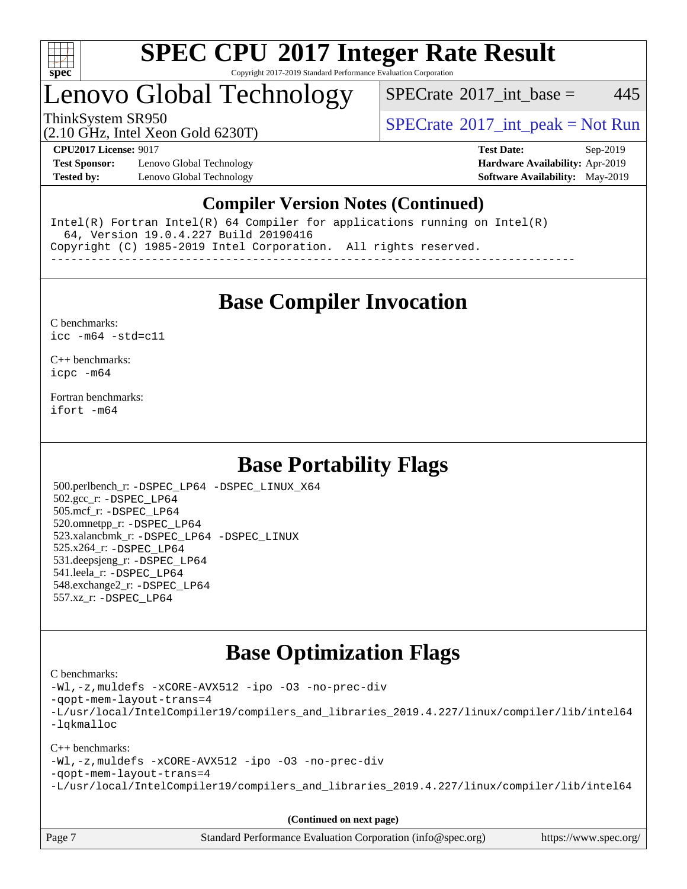# SPEC CPU 2017 Integer Rate Result

Copyright 2017-2019 Standard Performance Evaluation Corporation

## Lenovo Global Technology

ThinkSystem SR950
(2.10 GHz, Intel Xeon Gold 6230T)

SPECrate 2017_int_base = 445

SPECrate 2017_int_peak = Not Run

**CPU2017 License:** 9017
**Test Sponsor:** Lenovo Global Technology
**Tested by:** Lenovo Global Technology

**Test Date:** Sep-2019
**Hardware Availability:** Apr-2019
**Software Availability:** May-2019

### Compiler Version Notes (Continued)

```
Intel(R) Fortran Intel(R) 64 Compiler for applications running on Intel(R)
  64, Version 19.0.4.227 Build 20190416
Copyright (C) 1985-2019 Intel Corporation.  All rights reserved.
------------------------------------------------------------------------------
```

## Base Compiler Invocation

C benchmarks:
`icc -m64 -std=c11`

C++ benchmarks:
`icpc -m64`

Fortran benchmarks:
`ifort -m64`

## Base Portability Flags

500.perlbench_r: `-DSPEC_LP64 -DSPEC_LINUX_X64`
502.gcc_r: `-DSPEC_LP64`
505.mcf_r: `-DSPEC_LP64`
520.omnetpp_r: `-DSPEC_LP64`
523.xalancbmk_r: `-DSPEC_LP64 -DSPEC_LINUX`
525.x264_r: `-DSPEC_LP64`
531.deepsjeng_r: `-DSPEC_LP64`
541.leela_r: `-DSPEC_LP64`
548.exchange2_r: `-DSPEC_LP64`
557.xz_r: `-DSPEC_LP64`

## Base Optimization Flags

C benchmarks:

```
-Wl,-z,muldefs -xCORE-AVX512 -ipo -O3 -no-prec-div
-qopt-mem-layout-trans=4
-L/usr/local/IntelCompiler19/compilers_and_libraries_2019.4.227/linux/compiler/lib/intel64
-lqkmalloc
```

C++ benchmarks:

```
-Wl,-z,muldefs -xCORE-AVX512 -ipo -O3 -no-prec-div
-qopt-mem-layout-trans=4
-L/usr/local/IntelCompiler19/compilers_and_libraries_2019.4.227/linux/compiler/lib/intel64
```

**(Continued on next page)**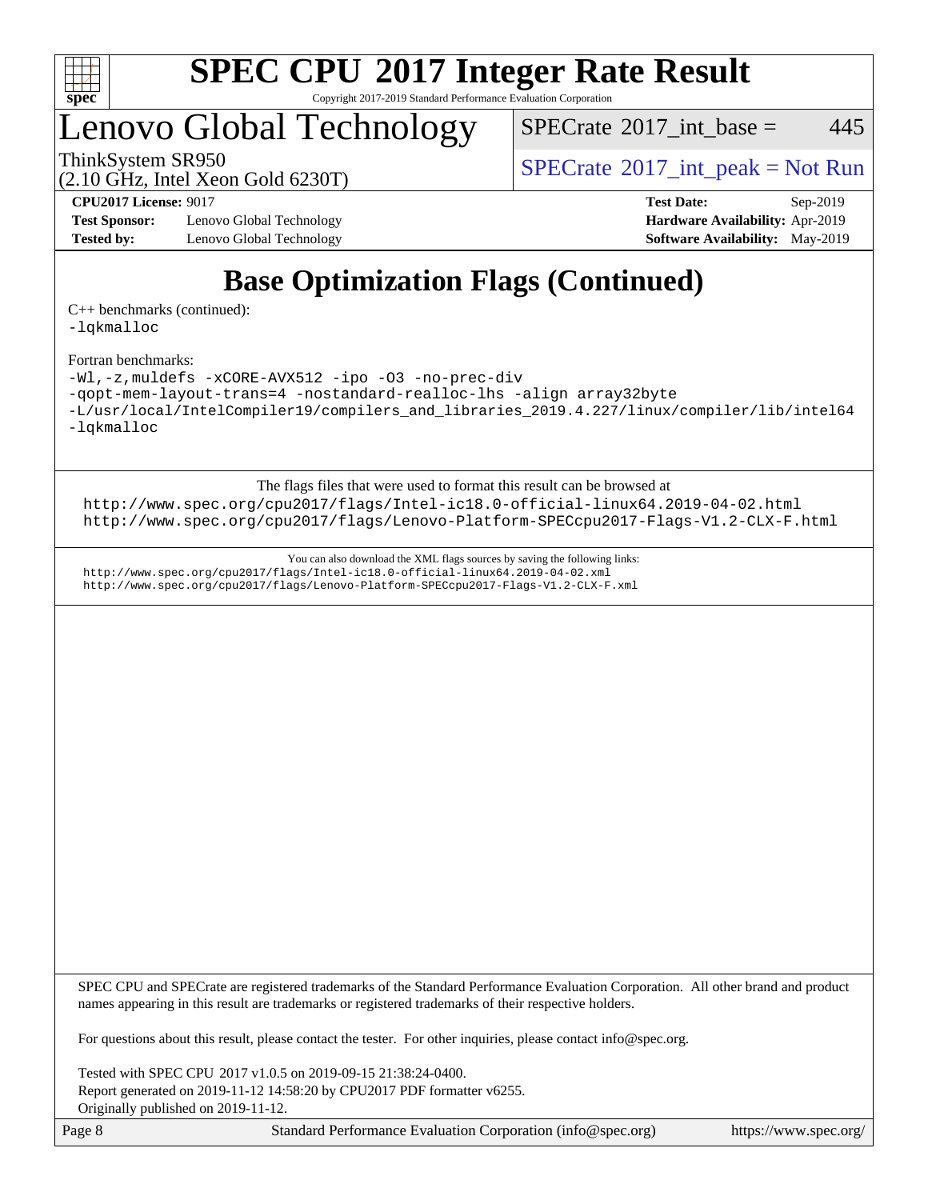# Base Optimization Flags (Continued)

C++ benchmarks (continued):
-lqkmalloc

Fortran benchmarks:
-Wl,-z,muldefs -xCORE-AVX512 -ipo -O3 -no-prec-div
-qopt-mem-layout-trans=4 -nostandard-realloc-lhs -align array32byte
-L/usr/local/IntelCompiler19/compilers_and_libraries_2019.4.227/linux/compiler/lib/intel64
-lqkmalloc

The flags files that were used to format this result can be browsed at
http://www.spec.org/cpu2017/flags/Intel-ic18.0-official-linux64.2019-04-02.html
http://www.spec.org/cpu2017/flags/Lenovo-Platform-SPECcpu2017-Flags-V1.2-CLX-F.html

You can also download the XML flags sources by saving the following links:
http://www.spec.org/cpu2017/flags/Intel-ic18.0-official-linux64.2019-04-02.xml
http://www.spec.org/cpu2017/flags/Lenovo-Platform-SPECcpu2017-Flags-V1.2-CLX-F.xml

SPEC CPU and SPECrate are registered trademarks of the Standard Performance Evaluation Corporation. All other brand and product names appearing in this result are trademarks or registered trademarks of their respective holders.

For questions about this result, please contact the tester. For other inquiries, please contact info@spec.org.

Tested with SPEC CPU 2017 v1.0.5 on 2019-09-15 21:38:24-0400.
Report generated on 2019-11-12 14:58:20 by CPU2017 PDF formatter v6255.
Originally published on 2019-11-12.